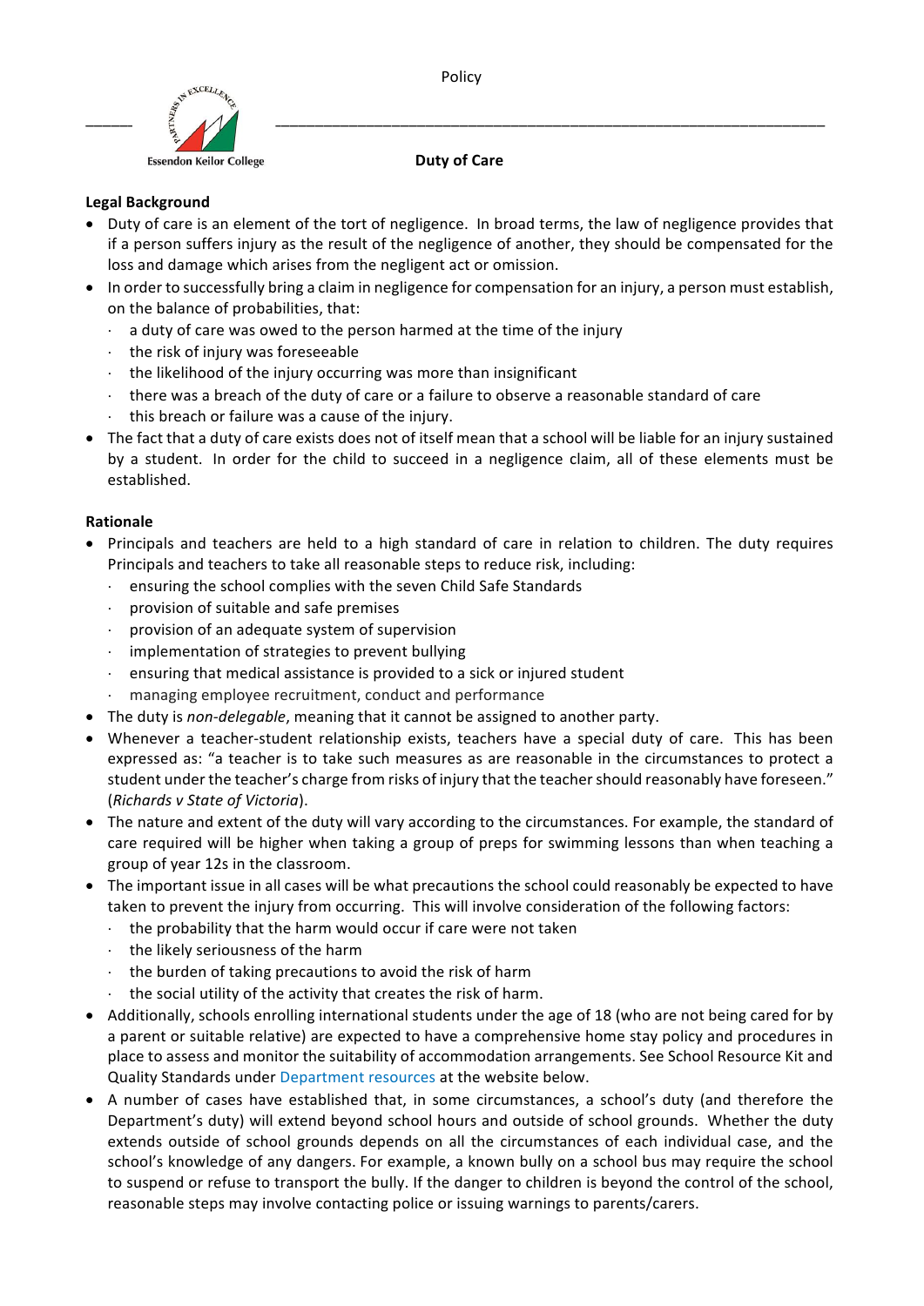Policy

Essendon Keilor College

## Duty of Care

### Legal Background

- Duty of care is an element of the tort of negligence. In broad terms, the law of negligence provides that if a person suffers injury as the result of the negligence of another, they should be compensated for the loss and damage which arises from the negligent act or omission.
- In order to successfully bring a claim in negligence for compensation for an injury, a person must establish, on the balance of probabilities, that:
  - a duty of care was owed to the person harmed at the time of the injury
  - the risk of injury was foreseeable
  - the likelihood of the injury occurring was more than insignificant
  - there was a breach of the duty of care or a failure to observe a reasonable standard of care
  - this breach or failure was a cause of the injury.
- The fact that a duty of care exists does not of itself mean that a school will be liable for an injury sustained by a student. In order for the child to succeed in a negligence claim, all of these elements must be established.

### Rationale

- Principals and teachers are held to a high standard of care in relation to children. The duty requires Principals and teachers to take all reasonable steps to reduce risk, including:
  - ensuring the school complies with the seven Child Safe Standards
  - provision of suitable and safe premises
  - provision of an adequate system of supervision
  - implementation of strategies to prevent bullying
  - ensuring that medical assistance is provided to a sick or injured student
  - managing employee recruitment, conduct and performance
- The duty is *non-delegable*, meaning that it cannot be assigned to another party.
- Whenever a teacher-student relationship exists, teachers have a special duty of care. This has been expressed as: "a teacher is to take such measures as are reasonable in the circumstances to protect a student under the teacher's charge from risks of injury that the teacher should reasonably have foreseen." (*Richards v State of Victoria*).
- The nature and extent of the duty will vary according to the circumstances. For example, the standard of care required will be higher when taking a group of preps for swimming lessons than when teaching a group of year 12s in the classroom.
- The important issue in all cases will be what precautions the school could reasonably be expected to have taken to prevent the injury from occurring. This will involve consideration of the following factors:
  - the probability that the harm would occur if care were not taken
  - the likely seriousness of the harm
  - the burden of taking precautions to avoid the risk of harm
  - the social utility of the activity that creates the risk of harm.
- Additionally, schools enrolling international students under the age of 18 (who are not being cared for by a parent or suitable relative) are expected to have a comprehensive home stay policy and procedures in place to assess and monitor the suitability of accommodation arrangements. See School Resource Kit and Quality Standards under Department resources at the website below.
- A number of cases have established that, in some circumstances, a school's duty (and therefore the Department's duty) will extend beyond school hours and outside of school grounds. Whether the duty extends outside of school grounds depends on all the circumstances of each individual case, and the school's knowledge of any dangers. For example, a known bully on a school bus may require the school to suspend or refuse to transport the bully. If the danger to children is beyond the control of the school, reasonable steps may involve contacting police or issuing warnings to parents/carers.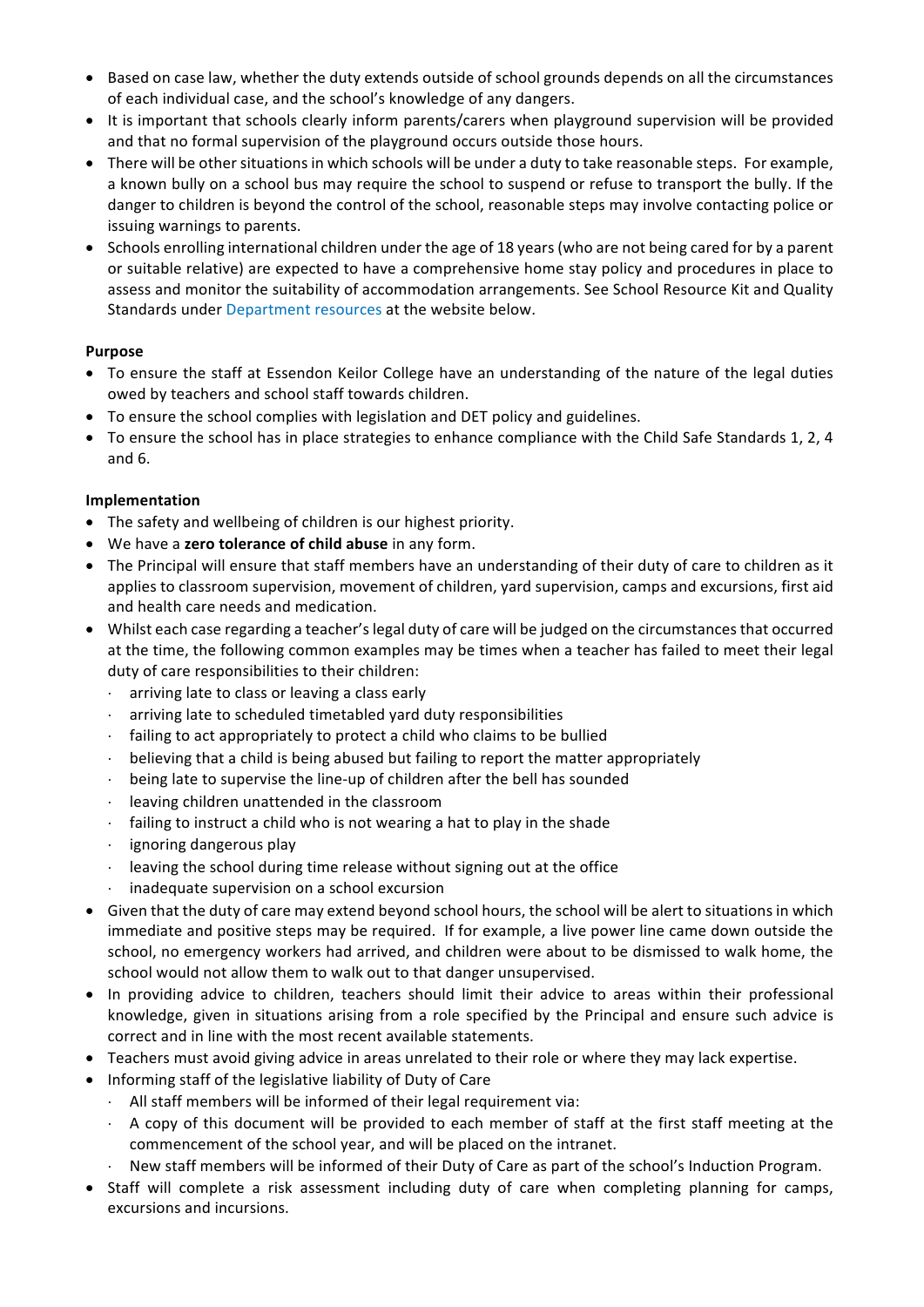- Based on case law, whether the duty extends outside of school grounds depends on all the circumstances of each individual case, and the school's knowledge of any dangers.
- It is important that schools clearly inform parents/carers when playground supervision will be provided and that no formal supervision of the playground occurs outside those hours.
- There will be other situations in which schools will be under a duty to take reasonable steps. For example, a known bully on a school bus may require the school to suspend or refuse to transport the bully. If the danger to children is beyond the control of the school, reasonable steps may involve contacting police or issuing warnings to parents.
- Schools enrolling international children under the age of 18 years (who are not being cared for by a parent or suitable relative) are expected to have a comprehensive home stay policy and procedures in place to assess and monitor the suitability of accommodation arrangements. See School Resource Kit and Quality Standards under Department resources at the website below.

**Purpose**

- To ensure the staff at Essendon Keilor College have an understanding of the nature of the legal duties owed by teachers and school staff towards children.
- To ensure the school complies with legislation and DET policy and guidelines.
- To ensure the school has in place strategies to enhance compliance with the Child Safe Standards 1, 2, 4 and 6.

**Implementation**

- The safety and wellbeing of children is our highest priority.
- We have a **zero tolerance of child abuse** in any form.
- The Principal will ensure that staff members have an understanding of their duty of care to children as it applies to classroom supervision, movement of children, yard supervision, camps and excursions, first aid and health care needs and medication.
- Whilst each case regarding a teacher's legal duty of care will be judged on the circumstances that occurred at the time, the following common examples may be times when a teacher has failed to meet their legal duty of care responsibilities to their children:
  - arriving late to class or leaving a class early
  - arriving late to scheduled timetabled yard duty responsibilities
  - failing to act appropriately to protect a child who claims to be bullied
  - believing that a child is being abused but failing to report the matter appropriately
  - being late to supervise the line-up of children after the bell has sounded
  - leaving children unattended in the classroom
  - failing to instruct a child who is not wearing a hat to play in the shade
  - ignoring dangerous play
  - leaving the school during time release without signing out at the office
  - inadequate supervision on a school excursion
- Given that the duty of care may extend beyond school hours, the school will be alert to situations in which immediate and positive steps may be required. If for example, a live power line came down outside the school, no emergency workers had arrived, and children were about to be dismissed to walk home, the school would not allow them to walk out to that danger unsupervised.
- In providing advice to children, teachers should limit their advice to areas within their professional knowledge, given in situations arising from a role specified by the Principal and ensure such advice is correct and in line with the most recent available statements.
- Teachers must avoid giving advice in areas unrelated to their role or where they may lack expertise.
- Informing staff of the legislative liability of Duty of Care
  - All staff members will be informed of their legal requirement via:
  - A copy of this document will be provided to each member of staff at the first staff meeting at the commencement of the school year, and will be placed on the intranet.
  - New staff members will be informed of their Duty of Care as part of the school's Induction Program.
- Staff will complete a risk assessment including duty of care when completing planning for camps, excursions and incursions.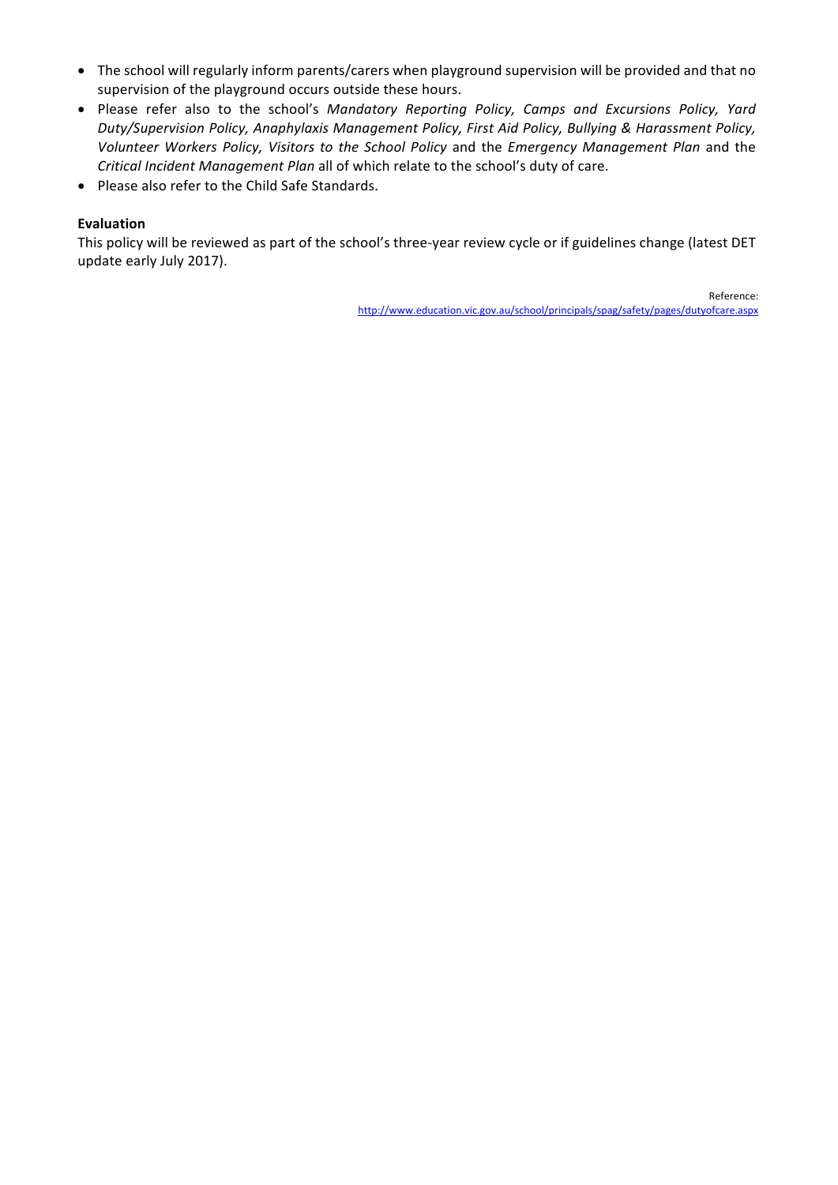- The school will regularly inform parents/carers when playground supervision will be provided and that no supervision of the playground occurs outside these hours.
- Please refer also to the school's *Mandatory Reporting Policy, Camps and Excursions Policy, Yard Duty/Supervision Policy, Anaphylaxis Management Policy, First Aid Policy, Bullying & Harassment Policy, Volunteer Workers Policy, Visitors to the School Policy* and the *Emergency Management Plan* and the *Critical Incident Management Plan* all of which relate to the school's duty of care.
- Please also refer to the Child Safe Standards.

**Evaluation**

This policy will be reviewed as part of the school's three-year review cycle or if guidelines change (latest DET update early July 2017).

Reference:
http://www.education.vic.gov.au/school/principals/spag/safety/pages/dutyofcare.aspx